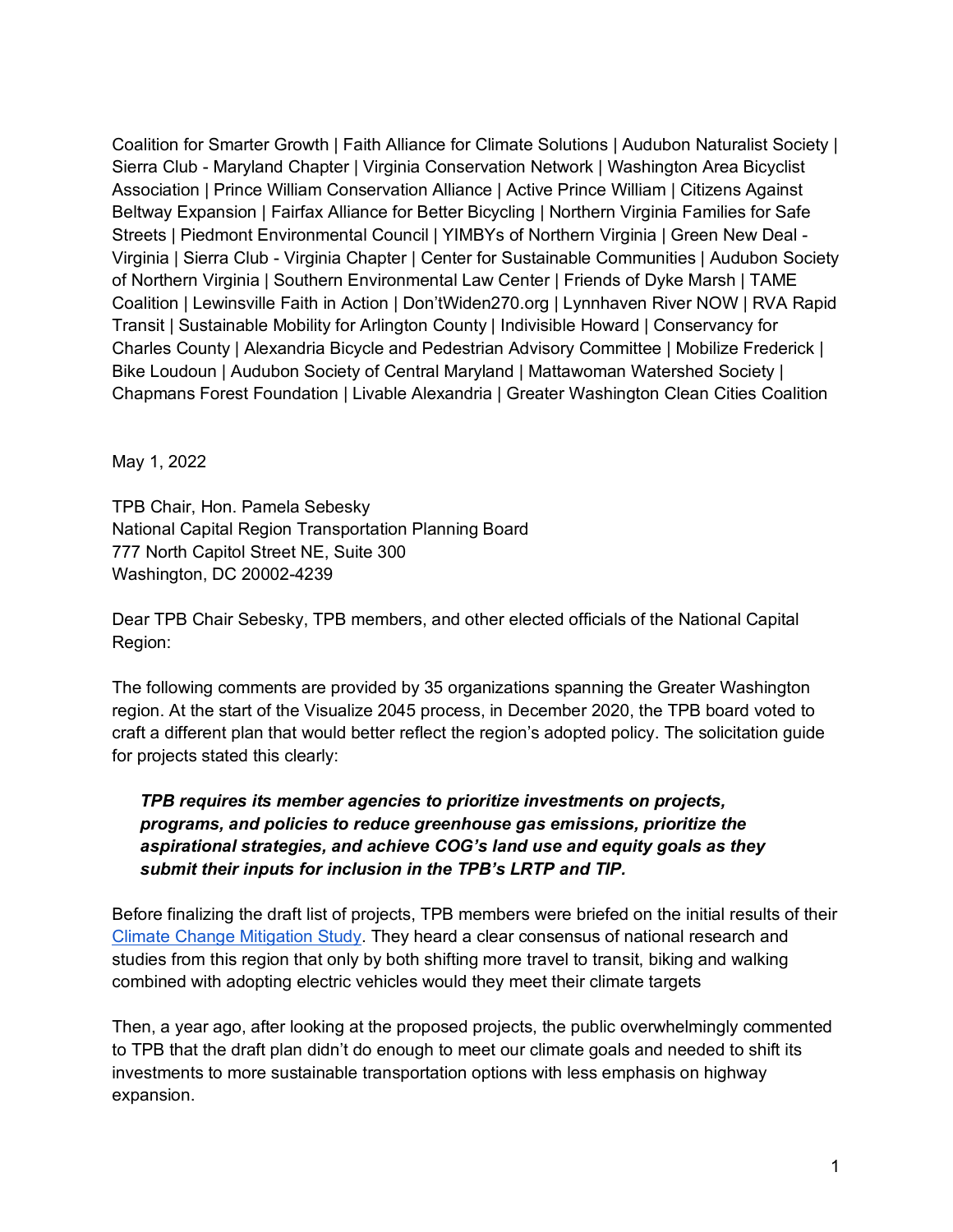Coalition for Smarter Growth | Faith Alliance for Climate Solutions | Audubon Naturalist Society | Sierra Club - Maryland Chapter | Virginia Conservation Network | Washington Area Bicyclist Association | Prince William Conservation Alliance | Active Prince William | Citizens Against Beltway Expansion | Fairfax Alliance for Better Bicycling | Northern Virginia Families for Safe Streets | Piedmont Environmental Council | YIMBYs of Northern Virginia | Green New Deal - Virginia | Sierra Club - Virginia Chapter | Center for Sustainable Communities | Audubon Society of Northern Virginia | Southern Environmental Law Center | Friends of Dyke Marsh | TAME Coalition | Lewinsville Faith in Action | Don'tWiden270.org | Lynnhaven River NOW | RVA Rapid Transit | Sustainable Mobility for Arlington County | Indivisible Howard | Conservancy for Charles County | Alexandria Bicycle and Pedestrian Advisory Committee | Mobilize Frederick | Bike Loudoun | Audubon Society of Central Maryland | Mattawoman Watershed Society | Chapmans Forest Foundation | Livable Alexandria | Greater Washington Clean Cities Coalition

May 1, 2022

TPB Chair, Hon. Pamela Sebesky
National Capital Region Transportation Planning Board
777 North Capitol Street NE, Suite 300
Washington, DC 20002-4239

Dear TPB Chair Sebesky, TPB members, and other elected officials of the National Capital Region:

The following comments are provided by 35 organizations spanning the Greater Washington region. At the start of the Visualize 2045 process, in December 2020, the TPB board voted to craft a different plan that would better reflect the region's adopted policy. The solicitation guide for projects stated this clearly:

> ***TPB requires its member agencies to prioritize investments on projects, programs, and policies to reduce greenhouse gas emissions, prioritize the aspirational strategies, and achieve COG's land use and equity goals as they submit their inputs for inclusion in the TPB's LRTP and TIP.***

Before finalizing the draft list of projects, TPB members were briefed on the initial results of their Climate Change Mitigation Study. They heard a clear consensus of national research and studies from this region that only by both shifting more travel to transit, biking and walking combined with adopting electric vehicles would they meet their climate targets

Then, a year ago, after looking at the proposed projects, the public overwhelmingly commented to TPB that the draft plan didn't do enough to meet our climate goals and needed to shift its investments to more sustainable transportation options with less emphasis on highway expansion.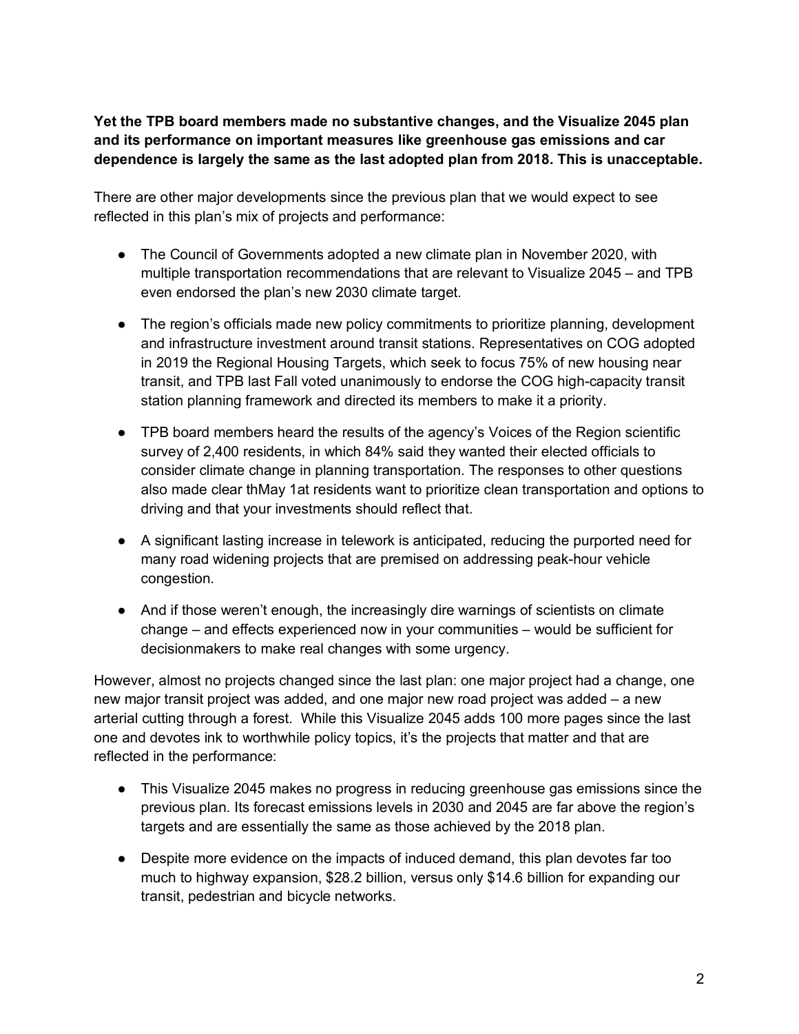**Yet the TPB board members made no substantive changes, and the Visualize 2045 plan and its performance on important measures like greenhouse gas emissions and car dependence is largely the same as the last adopted plan from 2018. This is unacceptable.**

There are other major developments since the previous plan that we would expect to see reflected in this plan's mix of projects and performance:

- The Council of Governments adopted a new climate plan in November 2020, with multiple transportation recommendations that are relevant to Visualize 2045 – and TPB even endorsed the plan's new 2030 climate target.
- The region's officials made new policy commitments to prioritize planning, development and infrastructure investment around transit stations. Representatives on COG adopted in 2019 the Regional Housing Targets, which seek to focus 75% of new housing near transit, and TPB last Fall voted unanimously to endorse the COG high-capacity transit station planning framework and directed its members to make it a priority.
- TPB board members heard the results of the agency's Voices of the Region scientific survey of 2,400 residents, in which 84% said they wanted their elected officials to consider climate change in planning transportation. The responses to other questions also made clear thMay 1at residents want to prioritize clean transportation and options to driving and that your investments should reflect that.
- A significant lasting increase in telework is anticipated, reducing the purported need for many road widening projects that are premised on addressing peak-hour vehicle congestion.
- And if those weren't enough, the increasingly dire warnings of scientists on climate change – and effects experienced now in your communities – would be sufficient for decisionmakers to make real changes with some urgency.

However, almost no projects changed since the last plan: one major project had a change, one new major transit project was added, and one major new road project was added – a new arterial cutting through a forest. While this Visualize 2045 adds 100 more pages since the last one and devotes ink to worthwhile policy topics, it's the projects that matter and that are reflected in the performance:

- This Visualize 2045 makes no progress in reducing greenhouse gas emissions since the previous plan. Its forecast emissions levels in 2030 and 2045 are far above the region's targets and are essentially the same as those achieved by the 2018 plan.
- Despite more evidence on the impacts of induced demand, this plan devotes far too much to highway expansion, $28.2 billion, versus only $14.6 billion for expanding our transit, pedestrian and bicycle networks.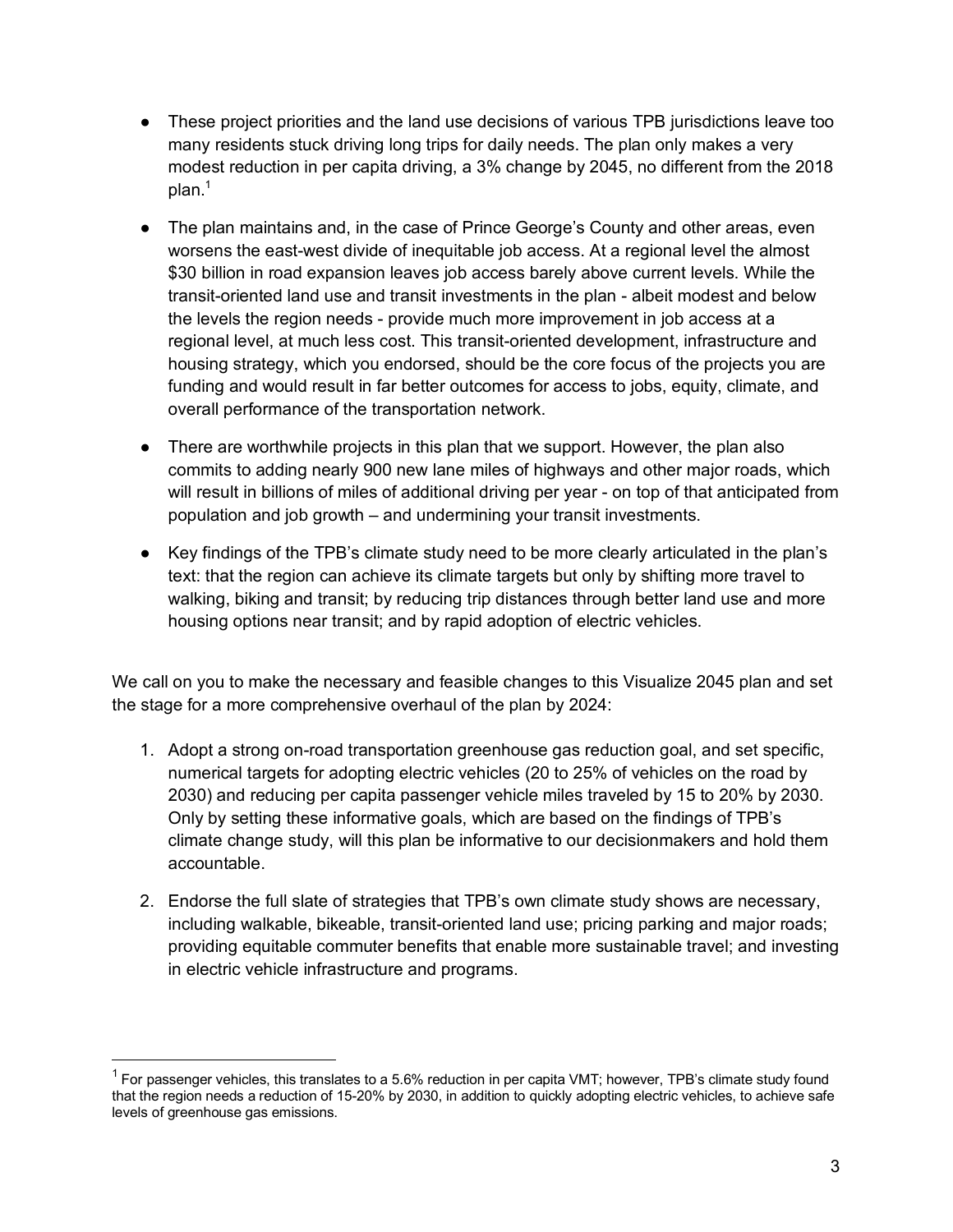- These project priorities and the land use decisions of various TPB jurisdictions leave too many residents stuck driving long trips for daily needs. The plan only makes a very modest reduction in per capita driving, a 3% change by 2045, no different from the 2018 plan.[1]

- The plan maintains and, in the case of Prince George's County and other areas, even worsens the east-west divide of inequitable job access. At a regional level the almost $30 billion in road expansion leaves job access barely above current levels. While the transit-oriented land use and transit investments in the plan - albeit modest and below the levels the region needs - provide much more improvement in job access at a regional level, at much less cost. This transit-oriented development, infrastructure and housing strategy, which you endorsed, should be the core focus of the projects you are funding and would result in far better outcomes for access to jobs, equity, climate, and overall performance of the transportation network.

- There are worthwhile projects in this plan that we support. However, the plan also commits to adding nearly 900 new lane miles of highways and other major roads, which will result in billions of miles of additional driving per year - on top of that anticipated from population and job growth – and undermining your transit investments.

- Key findings of the TPB's climate study need to be more clearly articulated in the plan's text: that the region can achieve its climate targets but only by shifting more travel to walking, biking and transit; by reducing trip distances through better land use and more housing options near transit; and by rapid adoption of electric vehicles.

We call on you to make the necessary and feasible changes to this Visualize 2045 plan and set the stage for a more comprehensive overhaul of the plan by 2024:

1. Adopt a strong on-road transportation greenhouse gas reduction goal, and set specific, numerical targets for adopting electric vehicles (20 to 25% of vehicles on the road by 2030) and reducing per capita passenger vehicle miles traveled by 15 to 20% by 2030. Only by setting these informative goals, which are based on the findings of TPB's climate change study, will this plan be informative to our decisionmakers and hold them accountable.

2. Endorse the full slate of strategies that TPB's own climate study shows are necessary, including walkable, bikeable, transit-oriented land use; pricing parking and major roads; providing equitable commuter benefits that enable more sustainable travel; and investing in electric vehicle infrastructure and programs.

---

[1] For passenger vehicles, this translates to a 5.6% reduction in per capita VMT; however, TPB's climate study found that the region needs a reduction of 15-20% by 2030, in addition to quickly adopting electric vehicles, to achieve safe levels of greenhouse gas emissions.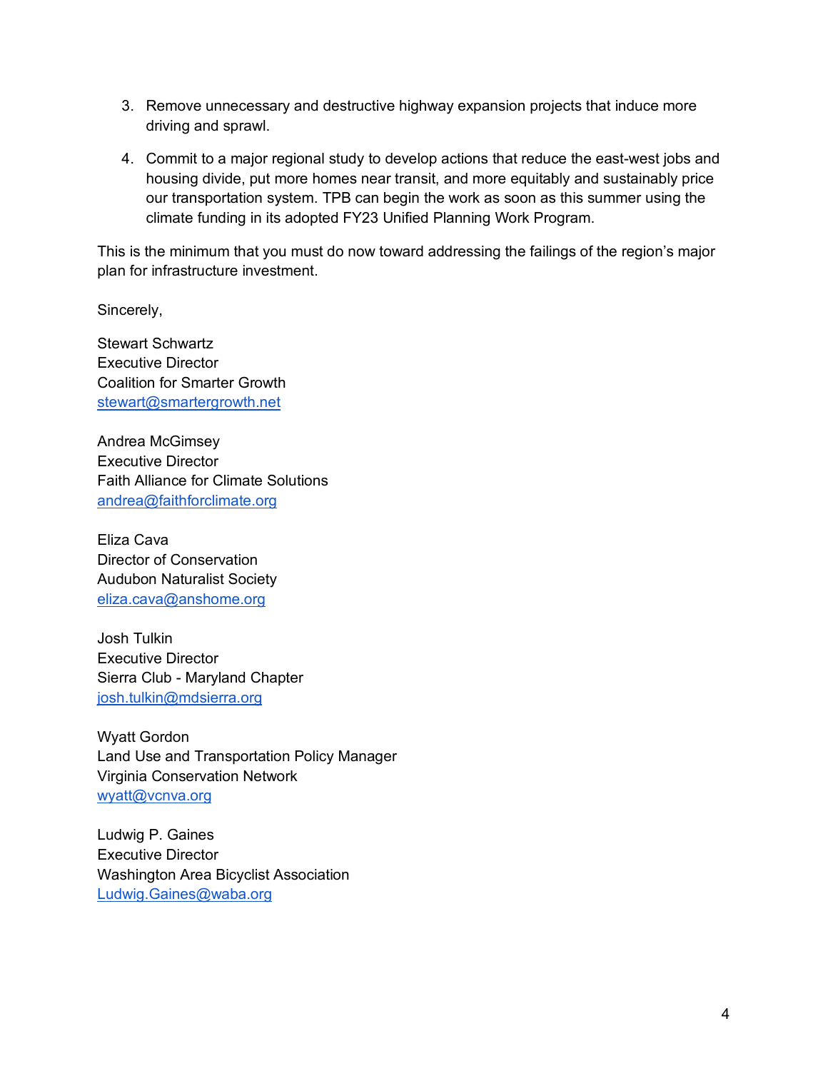3. Remove unnecessary and destructive highway expansion projects that induce more driving and sprawl.

4. Commit to a major regional study to develop actions that reduce the east-west jobs and housing divide, put more homes near transit, and more equitably and sustainably price our transportation system. TPB can begin the work as soon as this summer using the climate funding in its adopted FY23 Unified Planning Work Program.

This is the minimum that you must do now toward addressing the failings of the region's major plan for infrastructure investment.

Sincerely,

Stewart Schwartz
Executive Director
Coalition for Smarter Growth
stewart@smartergrowth.net

Andrea McGimsey
Executive Director
Faith Alliance for Climate Solutions
andrea@faithforclimate.org

Eliza Cava
Director of Conservation
Audubon Naturalist Society
eliza.cava@anshome.org

Josh Tulkin
Executive Director
Sierra Club - Maryland Chapter
josh.tulkin@mdsierra.org

Wyatt Gordon
Land Use and Transportation Policy Manager
Virginia Conservation Network
wyatt@vcnva.org

Ludwig P. Gaines
Executive Director
Washington Area Bicyclist Association
Ludwig.Gaines@waba.org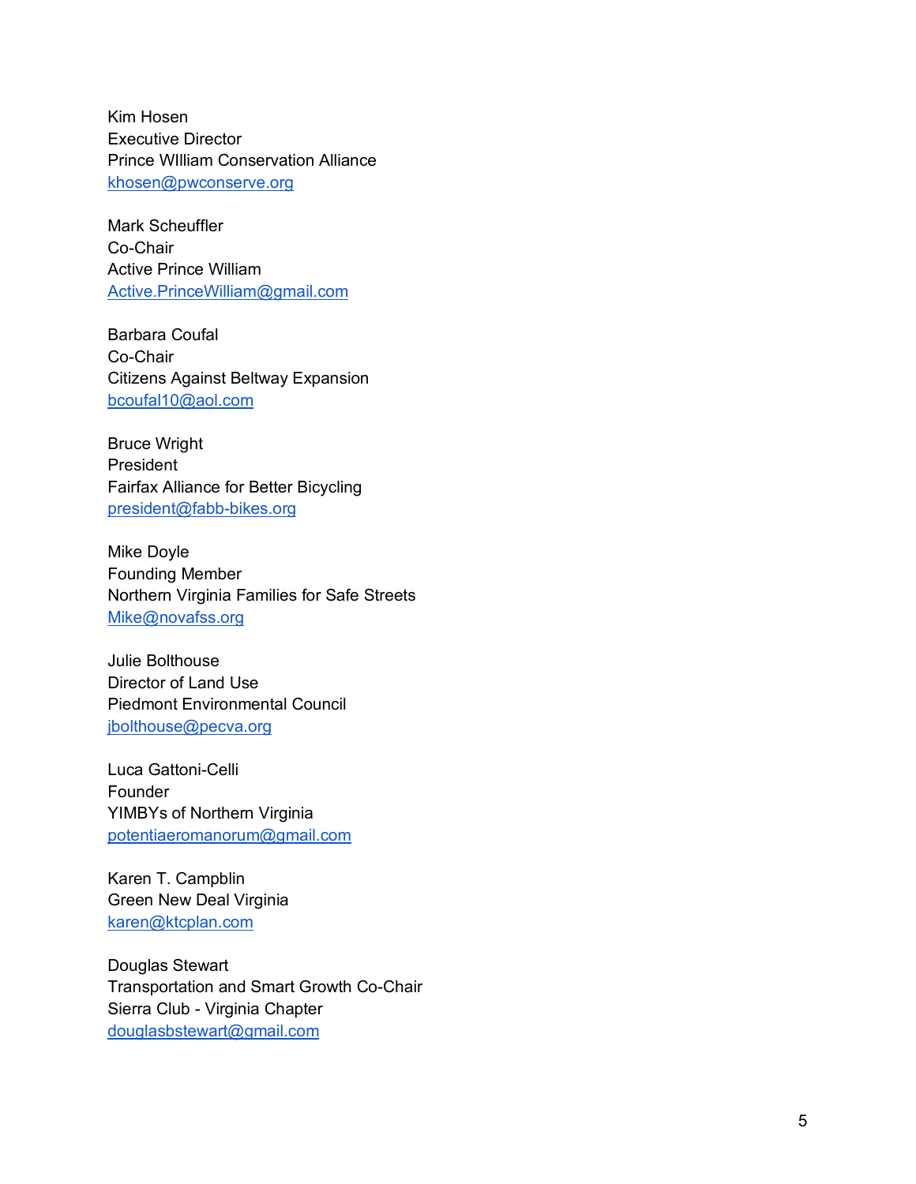Kim Hosen
Executive Director
Prince WIlliam Conservation Alliance
khosen@pwconserve.org

Mark Scheuffler
Co-Chair
Active Prince William
Active.PrinceWilliam@gmail.com

Barbara Coufal
Co-Chair
Citizens Against Beltway Expansion
bcoufal10@aol.com

Bruce Wright
President
Fairfax Alliance for Better Bicycling
president@fabb-bikes.org

Mike Doyle
Founding Member
Northern Virginia Families for Safe Streets
Mike@novafss.org

Julie Bolthouse
Director of Land Use
Piedmont Environmental Council
jbolthouse@pecva.org

Luca Gattoni-Celli
Founder
YIMBYs of Northern Virginia
potentiaeromanorum@gmail.com

Karen T. Campblin
Green New Deal Virginia
karen@ktcplan.com

Douglas Stewart
Transportation and Smart Growth Co-Chair
Sierra Club - Virginia Chapter
douglasbstewart@gmail.com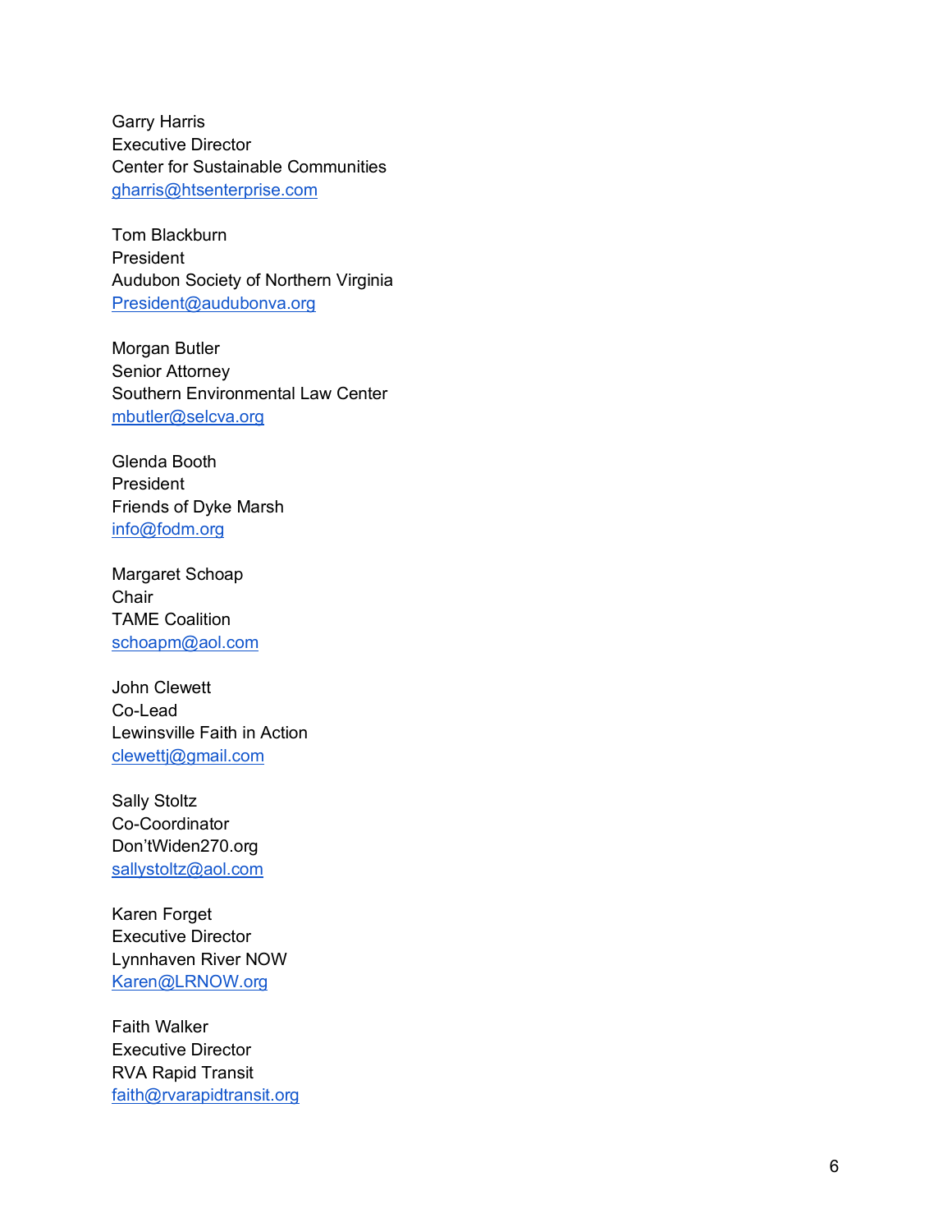Garry Harris
Executive Director
Center for Sustainable Communities
gharris@htsenterprise.com

Tom Blackburn
President
Audubon Society of Northern Virginia
President@audubonva.org

Morgan Butler
Senior Attorney
Southern Environmental Law Center
mbutler@selcva.org

Glenda Booth
President
Friends of Dyke Marsh
info@fodm.org

Margaret Schoap
Chair
TAME Coalition
schoapm@aol.com

John Clewett
Co-Lead
Lewinsville Faith in Action
clewettj@gmail.com

Sally Stoltz
Co-Coordinator
Don'tWiden270.org
sallystoltz@aol.com

Karen Forget
Executive Director
Lynnhaven River NOW
Karen@LRNOW.org

Faith Walker
Executive Director
RVA Rapid Transit
faith@rvarapidtransit.org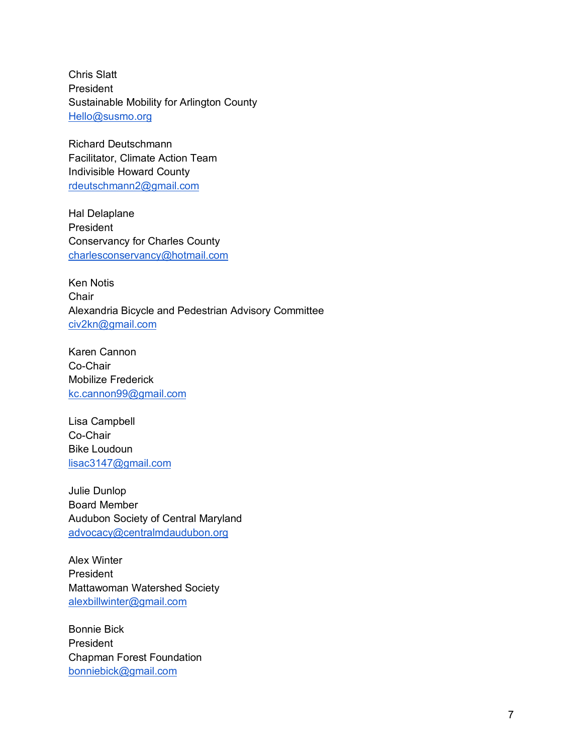Chris Slatt
President
Sustainable Mobility for Arlington County
Hello@susmo.org

Richard Deutschmann
Facilitator, Climate Action Team
Indivisible Howard County
rdeutschmann2@gmail.com

Hal Delaplane
President
Conservancy for Charles County
charlesconservancy@hotmail.com

Ken Notis
Chair
Alexandria Bicycle and Pedestrian Advisory Committee
civ2kn@gmail.com

Karen Cannon
Co-Chair
Mobilize Frederick
kc.cannon99@gmail.com

Lisa Campbell
Co-Chair
Bike Loudoun
lisac3147@gmail.com

Julie Dunlop
Board Member
Audubon Society of Central Maryland
advocacy@centralmdaudubon.org

Alex Winter
President
Mattawoman Watershed Society
alexbillwinter@gmail.com

Bonnie Bick
President
Chapman Forest Foundation
bonniebick@gmail.com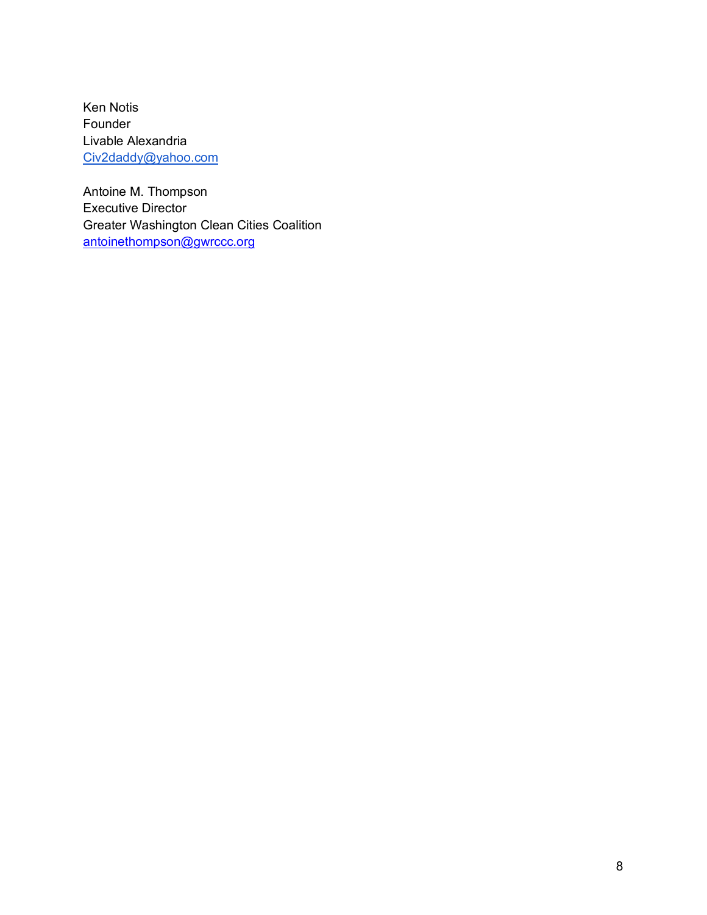Ken Notis
Founder
Livable Alexandria
Civ2daddy@yahoo.com

Antoine M. Thompson
Executive Director
Greater Washington Clean Cities Coalition
antoinethompson@gwrccc.org